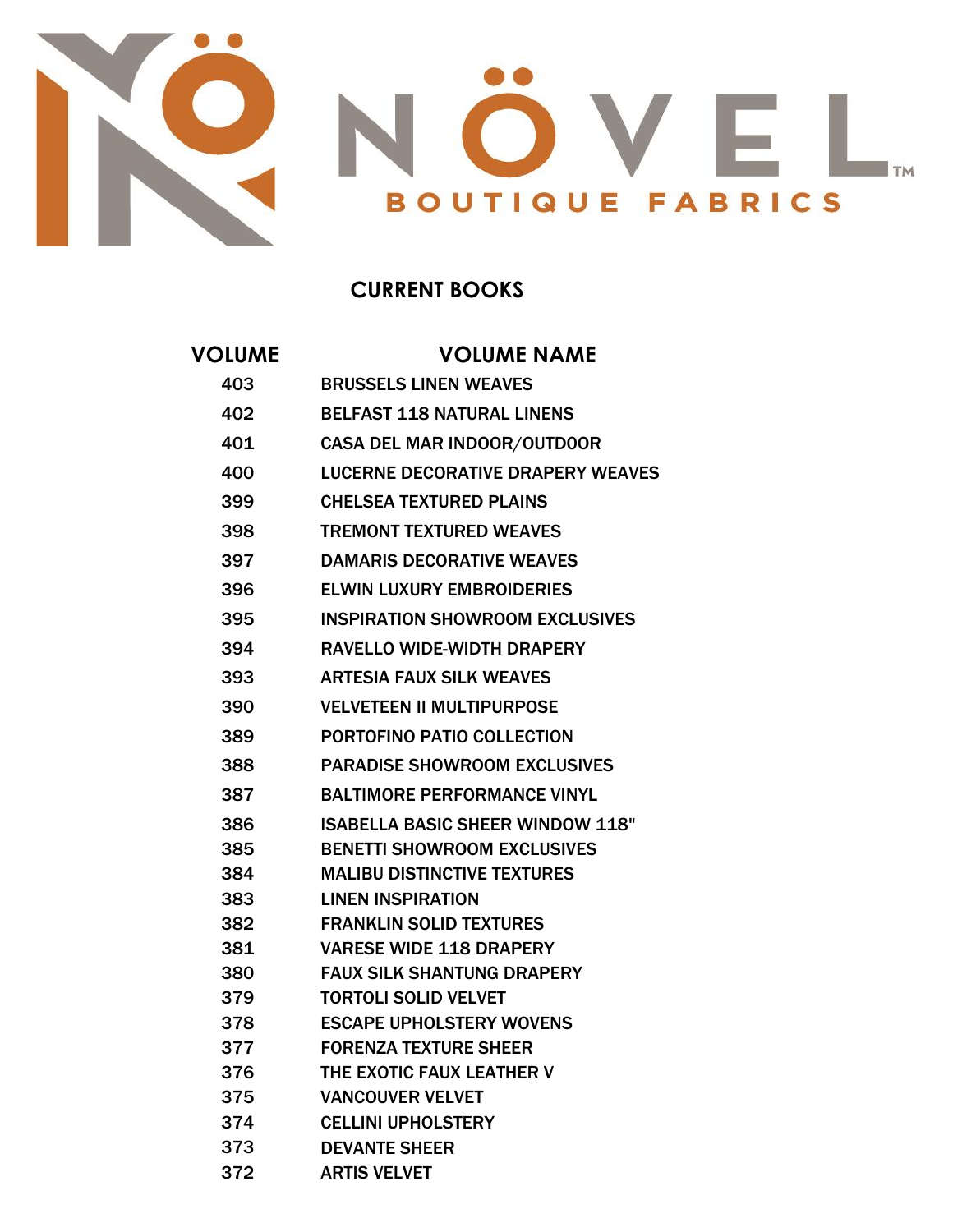NÖVEL™

BOUTIQUE FABRICS

## CURRENT BOOKS

| VOLUME | VOLUME NAME |
|---|---|
| 403 | BRUSSELS LINEN WEAVES |
| 402 | BELFAST 118 NATURAL LINENS |
| 401 | CASA DEL MAR INDOOR/OUTDOOR |
| 400 | LUCERNE DECORATIVE DRAPERY WEAVES |
| 399 | CHELSEA TEXTURED PLAINS |
| 398 | TREMONT TEXTURED WEAVES |
| 397 | DAMARIS DECORATIVE WEAVES |
| 396 | ELWIN LUXURY EMBROIDERIES |
| 395 | INSPIRATION SHOWROOM EXCLUSIVES |
| 394 | RAVELLO WIDE-WIDTH DRAPERY |
| 393 | ARTESIA FAUX SILK WEAVES |
| 390 | VELVETEEN II MULTIPURPOSE |
| 389 | PORTOFINO PATIO COLLECTION |
| 388 | PARADISE SHOWROOM EXCLUSIVES |
| 387 | BALTIMORE PERFORMANCE VINYL |
| 386 | ISABELLA BASIC SHEER WINDOW 118" |
| 385 | BENETTI SHOWROOM EXCLUSIVES |
| 384 | MALIBU DISTINCTIVE TEXTURES |
| 383 | LINEN INSPIRATION |
| 382 | FRANKLIN SOLID TEXTURES |
| 381 | VARESE WIDE 118 DRAPERY |
| 380 | FAUX SILK SHANTUNG DRAPERY |
| 379 | TORTOLI SOLID VELVET |
| 378 | ESCAPE UPHOLSTERY WOVENS |
| 377 | FORENZA TEXTURE SHEER |
| 376 | THE EXOTIC FAUX LEATHER V |
| 375 | VANCOUVER VELVET |
| 374 | CELLINI UPHOLSTERY |
| 373 | DEVANTE SHEER |
| 372 | ARTIS VELVET |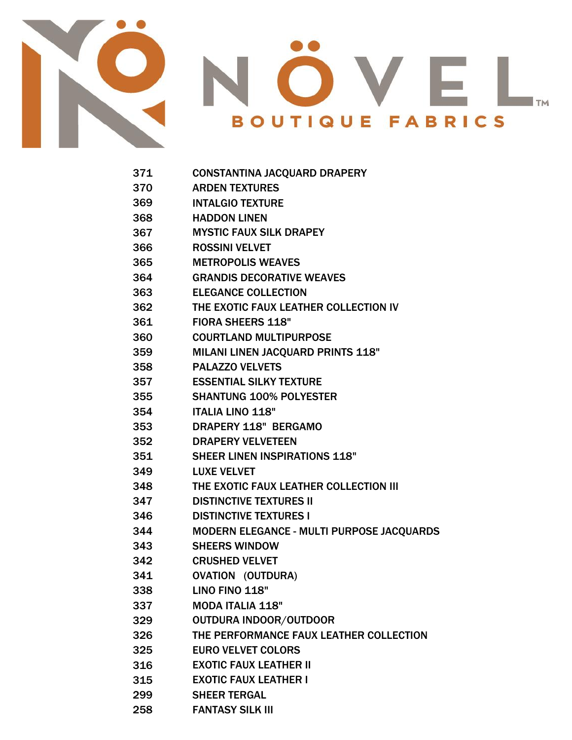# NÖVEL BOUTIQUE FABRICS

| | |
|---|---|
| 371 | CONSTANTINA JACQUARD DRAPERY |
| 370 | ARDEN TEXTURES |
| 369 | INTALGIO TEXTURE |
| 368 | HADDON LINEN |
| 367 | MYSTIC FAUX SILK DRAPEY |
| 366 | ROSSINI VELVET |
| 365 | METROPOLIS WEAVES |
| 364 | GRANDIS DECORATIVE WEAVES |
| 363 | ELEGANCE COLLECTION |
| 362 | THE EXOTIC FAUX LEATHER COLLECTION IV |
| 361 | FIORA SHEERS 118" |
| 360 | COURTLAND MULTIPURPOSE |
| 359 | MILANI LINEN JACQUARD PRINTS 118" |
| 358 | PALAZZO VELVETS |
| 357 | ESSENTIAL SILKY TEXTURE |
| 355 | SHANTUNG 100% POLYESTER |
| 354 | ITALIA LINO 118" |
| 353 | DRAPERY 118" BERGAMO |
| 352 | DRAPERY VELVETEEN |
| 351 | SHEER LINEN INSPIRATIONS 118" |
| 349 | LUXE VELVET |
| 348 | THE EXOTIC FAUX LEATHER COLLECTION III |
| 347 | DISTINCTIVE TEXTURES II |
| 346 | DISTINCTIVE TEXTURES I |
| 344 | MODERN ELEGANCE - MULTI PURPOSE JACQUARDS |
| 343 | SHEERS WINDOW |
| 342 | CRUSHED VELVET |
| 341 | OVATION (OUTDURA) |
| 338 | LINO FINO 118" |
| 337 | MODA ITALIA 118" |
| 329 | OUTDURA INDOOR/OUTDOOR |
| 326 | THE PERFORMANCE FAUX LEATHER COLLECTION |
| 325 | EURO VELVET COLORS |
| 316 | EXOTIC FAUX LEATHER II |
| 315 | EXOTIC FAUX LEATHER I |
| 299 | SHEER TERGAL |
| 258 | FANTASY SILK III |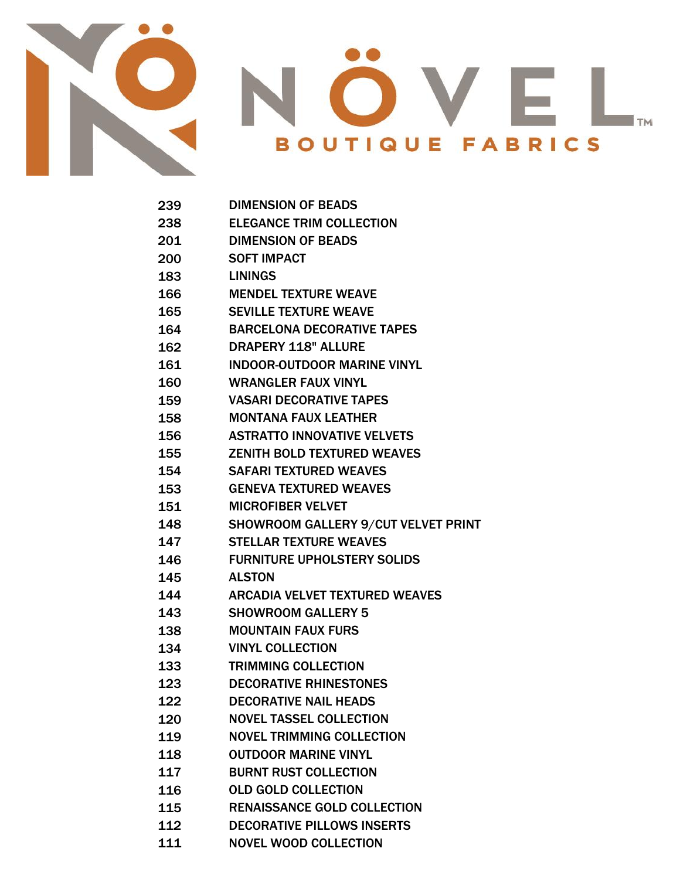# NÖVEL™

## BOUTIQUE FABRICS

| | |
|---|---|
| 239 | DIMENSION OF BEADS |
| 238 | ELEGANCE TRIM COLLECTION |
| 201 | DIMENSION OF BEADS |
| 200 | SOFT IMPACT |
| 183 | LININGS |
| 166 | MENDEL TEXTURE WEAVE |
| 165 | SEVILLE TEXTURE WEAVE |
| 164 | BARCELONA DECORATIVE TAPES |
| 162 | DRAPERY 118" ALLURE |
| 161 | INDOOR-OUTDOOR MARINE VINYL |
| 160 | WRANGLER FAUX VINYL |
| 159 | VASARI DECORATIVE TAPES |
| 158 | MONTANA FAUX LEATHER |
| 156 | ASTRATTO INNOVATIVE VELVETS |
| 155 | ZENITH BOLD TEXTURED WEAVES |
| 154 | SAFARI TEXTURED WEAVES |
| 153 | GENEVA TEXTURED WEAVES |
| 151 | MICROFIBER VELVET |
| 148 | SHOWROOM GALLERY 9/CUT VELVET PRINT |
| 147 | STELLAR TEXTURE WEAVES |
| 146 | FURNITURE UPHOLSTERY SOLIDS |
| 145 | ALSTON |
| 144 | ARCADIA VELVET TEXTURED WEAVES |
| 143 | SHOWROOM GALLERY 5 |
| 138 | MOUNTAIN FAUX FURS |
| 134 | VINYL COLLECTION |
| 133 | TRIMMING COLLECTION |
| 123 | DECORATIVE RHINESTONES |
| 122 | DECORATIVE NAIL HEADS |
| 120 | NOVEL TASSEL COLLECTION |
| 119 | NOVEL TRIMMING COLLECTION |
| 118 | OUTDOOR MARINE VINYL |
| 117 | BURNT RUST COLLECTION |
| 116 | OLD GOLD COLLECTION |
| 115 | RENAISSANCE GOLD COLLECTION |
| 112 | DECORATIVE PILLOWS INSERTS |
| 111 | NOVEL WOOD COLLECTION |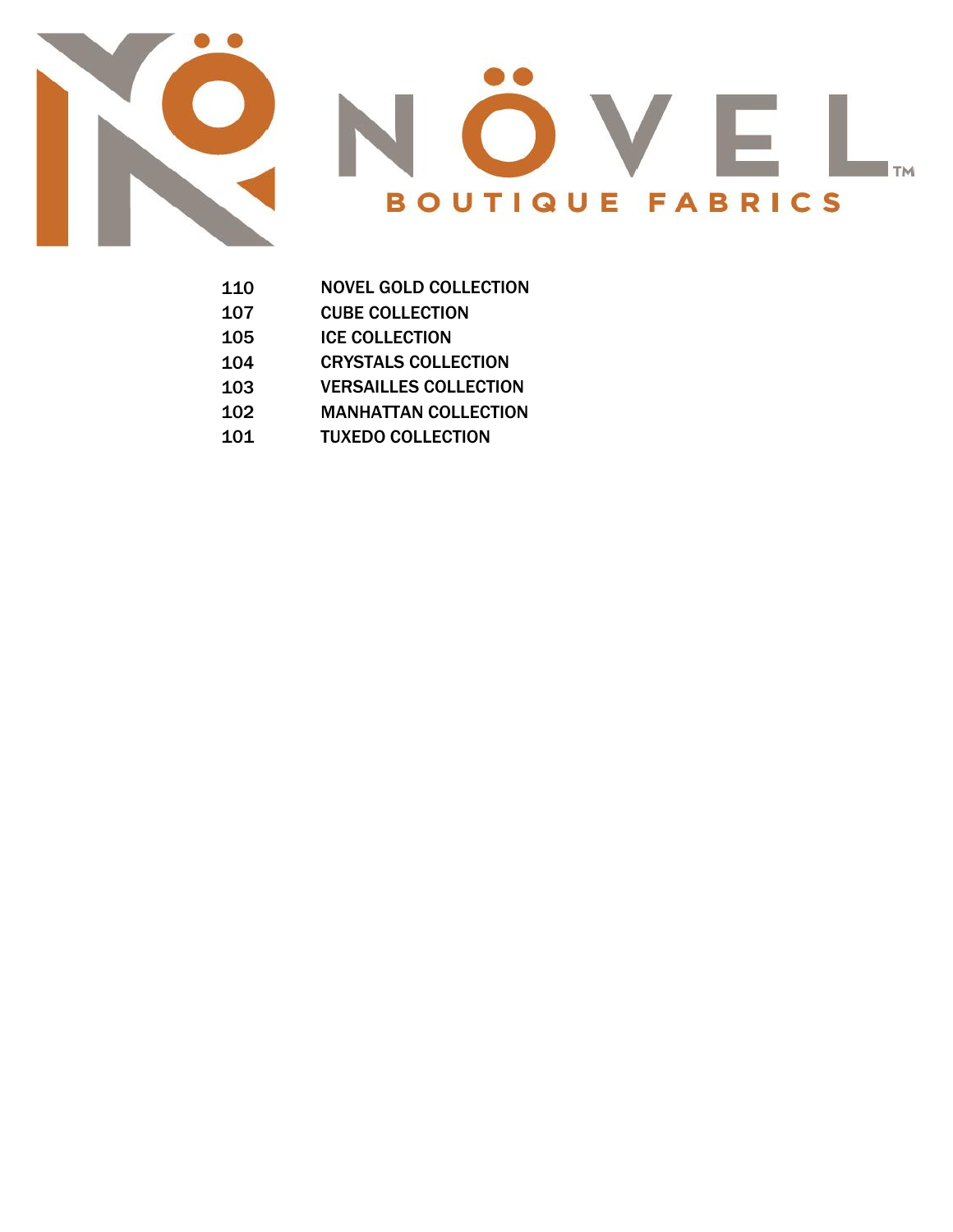# NÖVEL™

**BOUTIQUE FABRICS**

| | |
|---|---|
| 110 | NOVEL GOLD COLLECTION |
| 107 | CUBE COLLECTION |
| 105 | ICE COLLECTION |
| 104 | CRYSTALS COLLECTION |
| 103 | VERSAILLES COLLECTION |
| 102 | MANHATTAN COLLECTION |
| 101 | TUXEDO COLLECTION |